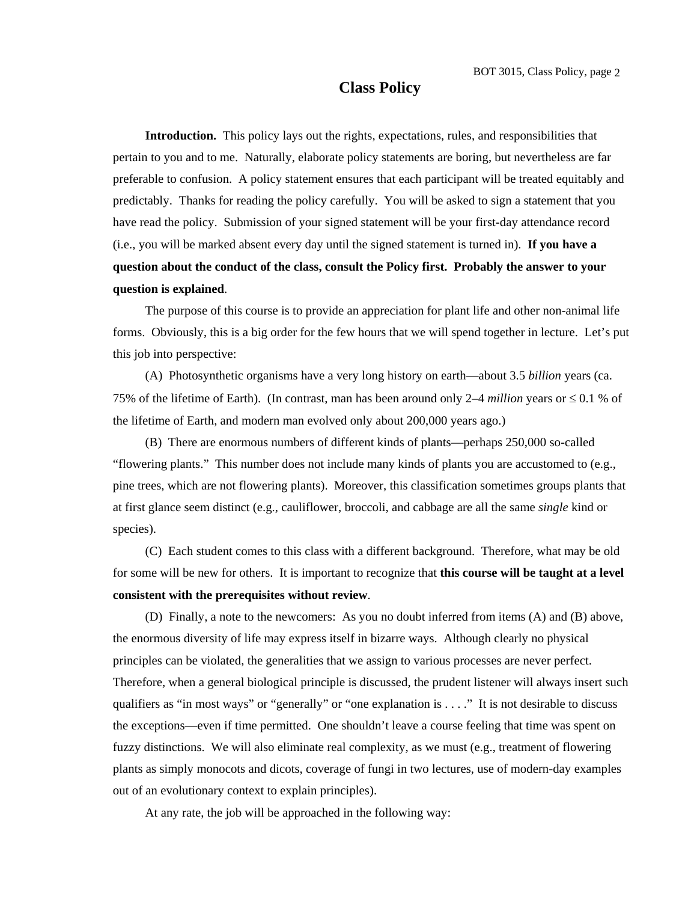# Class Policy

**Introduction.** This policy lays out the rights, expectations, rules, and responsibilities that pertain to you and to me. Naturally, elaborate policy statements are boring, but nevertheless are far preferable to confusion. A policy statement ensures that each participant will be treated equitably and predictably. Thanks for reading the policy carefully. You will be asked to sign a statement that you have read the policy. Submission of your signed statement will be your first-day attendance record (i.e., you will be marked absent every day until the signed statement is turned in). **If you have a question about the conduct of the class, consult the Policy first. Probably the answer to your question is explained**.

The purpose of this course is to provide an appreciation for plant life and other non-animal life forms. Obviously, this is a big order for the few hours that we will spend together in lecture. Let's put this job into perspective:

(A) Photosynthetic organisms have a very long history on earth—about 3.5 *billion* years (ca. 75% of the lifetime of Earth). (In contrast, man has been around only 2–4 *million* years or ≤ 0.1 % of the lifetime of Earth, and modern man evolved only about 200,000 years ago.)

(B) There are enormous numbers of different kinds of plants—perhaps 250,000 so-called "flowering plants." This number does not include many kinds of plants you are accustomed to (e.g., pine trees, which are not flowering plants). Moreover, this classification sometimes groups plants that at first glance seem distinct (e.g., cauliflower, broccoli, and cabbage are all the same *single* kind or species).

(C) Each student comes to this class with a different background. Therefore, what may be old for some will be new for others. It is important to recognize that **this course will be taught at a level consistent with the prerequisites without review**.

(D) Finally, a note to the newcomers: As you no doubt inferred from items (A) and (B) above, the enormous diversity of life may express itself in bizarre ways. Although clearly no physical principles can be violated, the generalities that we assign to various processes are never perfect. Therefore, when a general biological principle is discussed, the prudent listener will always insert such qualifiers as "in most ways" or "generally" or "one explanation is . . . ." It is not desirable to discuss the exceptions—even if time permitted. One shouldn't leave a course feeling that time was spent on fuzzy distinctions. We will also eliminate real complexity, as we must (e.g., treatment of flowering plants as simply monocots and dicots, coverage of fungi in two lectures, use of modern-day examples out of an evolutionary context to explain principles).

At any rate, the job will be approached in the following way: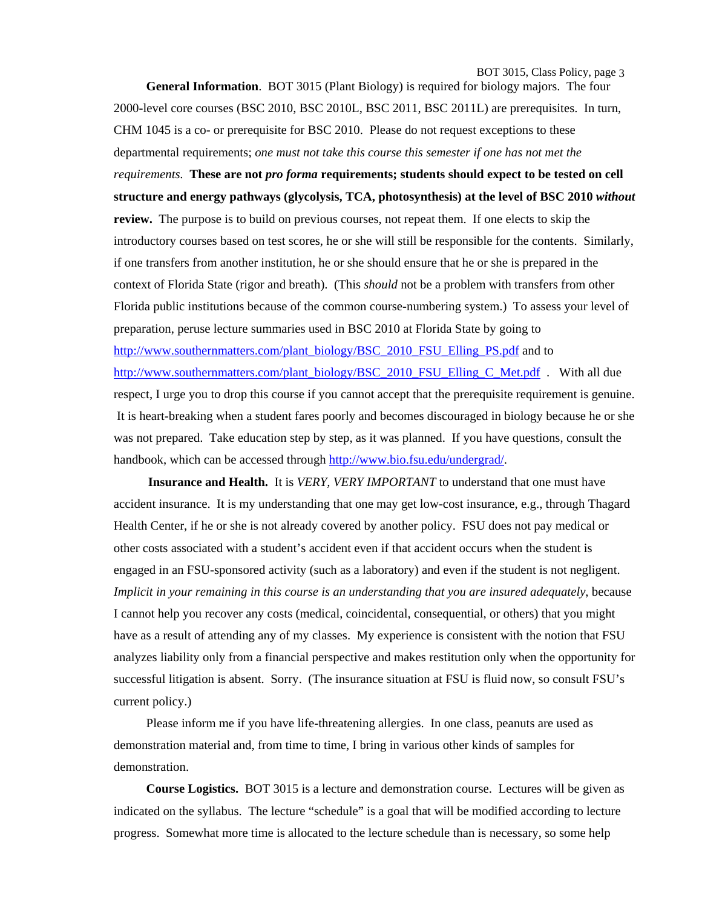**General Information**. BOT 3015 (Plant Biology) is required for biology majors. The four 2000-level core courses (BSC 2010, BSC 2010L, BSC 2011, BSC 2011L) are prerequisites. In turn, CHM 1045 is a co- or prerequisite for BSC 2010. Please do not request exceptions to these departmental requirements; *one must not take this course this semester if one has not met the requirements.* **These are not *pro forma* requirements; students should expect to be tested on cell structure and energy pathways (glycolysis, TCA, photosynthesis) at the level of BSC 2010 *without* review.** The purpose is to build on previous courses, not repeat them. If one elects to skip the introductory courses based on test scores, he or she will still be responsible for the contents. Similarly, if one transfers from another institution, he or she should ensure that he or she is prepared in the context of Florida State (rigor and breath). (This *should* not be a problem with transfers from other Florida public institutions because of the common course-numbering system.) To assess your level of preparation, peruse lecture summaries used in BSC 2010 at Florida State by going to http://www.southernmatters.com/plant_biology/BSC_2010_FSU_Elling_PS.pdf and to http://www.southernmatters.com/plant_biology/BSC_2010_FSU_Elling_C_Met.pdf . With all due respect, I urge you to drop this course if you cannot accept that the prerequisite requirement is genuine. It is heart-breaking when a student fares poorly and becomes discouraged in biology because he or she was not prepared. Take education step by step, as it was planned. If you have questions, consult the handbook, which can be accessed through http://www.bio.fsu.edu/undergrad/.

**Insurance and Health.** It is *VERY, VERY IMPORTANT* to understand that one must have accident insurance. It is my understanding that one may get low-cost insurance, e.g., through Thagard Health Center, if he or she is not already covered by another policy. FSU does not pay medical or other costs associated with a student's accident even if that accident occurs when the student is engaged in an FSU-sponsored activity (such as a laboratory) and even if the student is not negligent. *Implicit in your remaining in this course is an understanding that you are insured adequately*, because I cannot help you recover any costs (medical, coincidental, consequential, or others) that you might have as a result of attending any of my classes. My experience is consistent with the notion that FSU analyzes liability only from a financial perspective and makes restitution only when the opportunity for successful litigation is absent. Sorry. (The insurance situation at FSU is fluid now, so consult FSU's current policy.)

Please inform me if you have life-threatening allergies. In one class, peanuts are used as demonstration material and, from time to time, I bring in various other kinds of samples for demonstration.

**Course Logistics.** BOT 3015 is a lecture and demonstration course. Lectures will be given as indicated on the syllabus. The lecture "schedule" is a goal that will be modified according to lecture progress. Somewhat more time is allocated to the lecture schedule than is necessary, so some help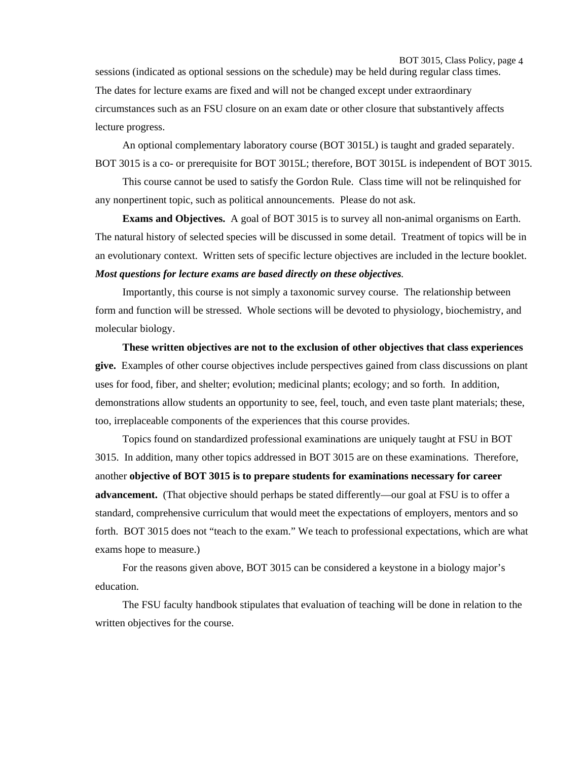sessions (indicated as optional sessions on the schedule) may be held during regular class times. The dates for lecture exams are fixed and will not be changed except under extraordinary circumstances such as an FSU closure on an exam date or other closure that substantively affects lecture progress.

An optional complementary laboratory course (BOT 3015L) is taught and graded separately. BOT 3015 is a co- or prerequisite for BOT 3015L; therefore, BOT 3015L is independent of BOT 3015.

This course cannot be used to satisfy the Gordon Rule. Class time will not be relinquished for any nonpertinent topic, such as political announcements. Please do not ask.

**Exams and Objectives.** A goal of BOT 3015 is to survey all non-animal organisms on Earth. The natural history of selected species will be discussed in some detail. Treatment of topics will be in an evolutionary context. Written sets of specific lecture objectives are included in the lecture booklet. ***Most questions for lecture exams are based directly on these objectives***.

Importantly, this course is not simply a taxonomic survey course. The relationship between form and function will be stressed. Whole sections will be devoted to physiology, biochemistry, and molecular biology.

**These written objectives are not to the exclusion of other objectives that class experiences give.** Examples of other course objectives include perspectives gained from class discussions on plant uses for food, fiber, and shelter; evolution; medicinal plants; ecology; and so forth. In addition, demonstrations allow students an opportunity to see, feel, touch, and even taste plant materials; these, too, irreplaceable components of the experiences that this course provides.

Topics found on standardized professional examinations are uniquely taught at FSU in BOT 3015. In addition, many other topics addressed in BOT 3015 are on these examinations. Therefore, another **objective of BOT 3015 is to prepare students for examinations necessary for career advancement.** (That objective should perhaps be stated differently—our goal at FSU is to offer a standard, comprehensive curriculum that would meet the expectations of employers, mentors and so forth. BOT 3015 does not "teach to the exam." We teach to professional expectations, which are what exams hope to measure.)

For the reasons given above, BOT 3015 can be considered a keystone in a biology major's education.

The FSU faculty handbook stipulates that evaluation of teaching will be done in relation to the written objectives for the course.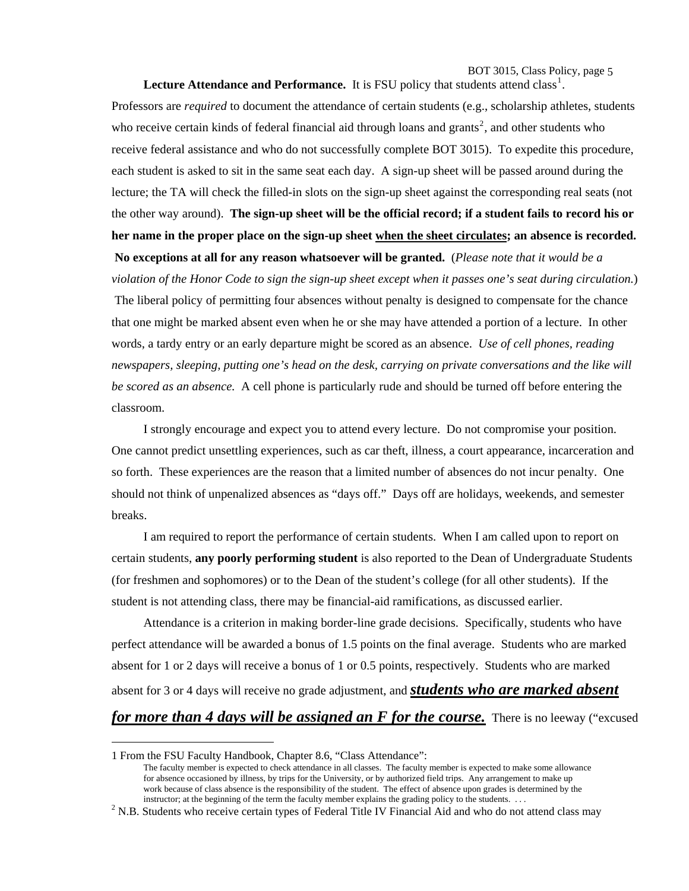**Lecture Attendance and Performance.** It is FSU policy that students attend class[1]. Professors are *required* to document the attendance of certain students (e.g., scholarship athletes, students who receive certain kinds of federal financial aid through loans and grants[2], and other students who receive federal assistance and who do not successfully complete BOT 3015). To expedite this procedure, each student is asked to sit in the same seat each day. A sign-up sheet will be passed around during the lecture; the TA will check the filled-in slots on the sign-up sheet against the corresponding real seats (not the other way around). **The sign-up sheet will be the official record; if a student fails to record his or her name in the proper place on the sign-up sheet <u>when the sheet circulates</u>; an absence is recorded. No exceptions at all for any reason whatsoever will be granted.** (*Please note that it would be a violation of the Honor Code to sign the sign-up sheet except when it passes one's seat during circulation.*) The liberal policy of permitting four absences without penalty is designed to compensate for the chance that one might be marked absent even when he or she may have attended a portion of a lecture. In other words, a tardy entry or an early departure might be scored as an absence. *Use of cell phones, reading newspapers, sleeping, putting one's head on the desk, carrying on private conversations and the like will be scored as an absence.* A cell phone is particularly rude and should be turned off before entering the classroom.

I strongly encourage and expect you to attend every lecture. Do not compromise your position. One cannot predict unsettling experiences, such as car theft, illness, a court appearance, incarceration and so forth. These experiences are the reason that a limited number of absences do not incur penalty. One should not think of unpenalized absences as "days off." Days off are holidays, weekends, and semester breaks.

I am required to report the performance of certain students. When I am called upon to report on certain students, **any poorly performing student** is also reported to the Dean of Undergraduate Students (for freshmen and sophomores) or to the Dean of the student's college (for all other students). If the student is not attending class, there may be financial-aid ramifications, as discussed earlier.

Attendance is a criterion in making border-line grade decisions. Specifically, students who have perfect attendance will be awarded a bonus of 1.5 points on the final average. Students who are marked absent for 1 or 2 days will receive a bonus of 1 or 0.5 points, respectively. Students who are marked absent for 3 or 4 days will receive no grade adjustment, and ***<u>students who are marked absent for more than 4 days will be assigned an F for the course.</u>*** There is no leeway ("excused

---

1 From the FSU Faculty Handbook, Chapter 8.6, "Class Attendance":

> The faculty member is expected to check attendance in all classes. The faculty member is expected to make some allowance for absence occasioned by illness, by trips for the University, or by authorized field trips. Any arrangement to make up work because of class absence is the responsibility of the student. The effect of absence upon grades is determined by the instructor; at the beginning of the term the faculty member explains the grading policy to the students. . . .

2 N.B. Students who receive certain types of Federal Title IV Financial Aid and who do not attend class may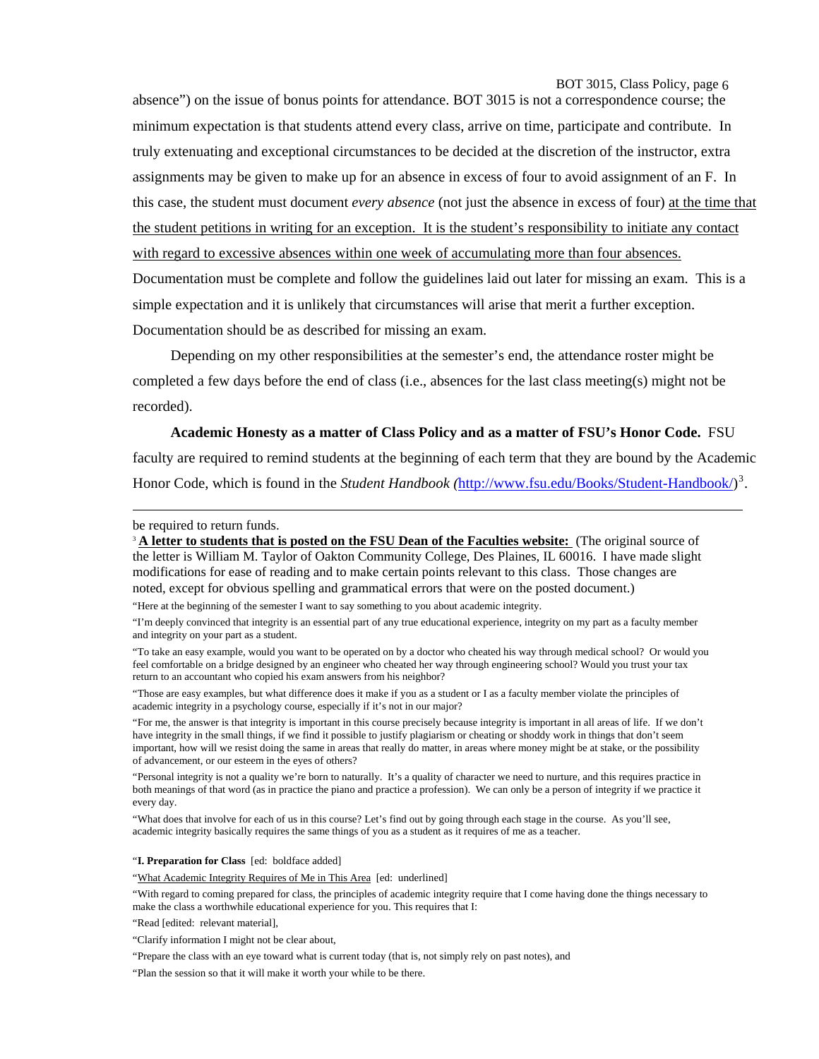absence") on the issue of bonus points for attendance. BOT 3015 is not a correspondence course; the minimum expectation is that students attend every class, arrive on time, participate and contribute. In truly extenuating and exceptional circumstances to be decided at the discretion of the instructor, extra assignments may be given to make up for an absence in excess of four to avoid assignment of an F. In this case, the student must document *every absence* (not just the absence in excess of four) at the time that the student petitions in writing for an exception. It is the student's responsibility to initiate any contact with regard to excessive absences within one week of accumulating more than four absences. Documentation must be complete and follow the guidelines laid out later for missing an exam. This is a simple expectation and it is unlikely that circumstances will arise that merit a further exception. Documentation should be as described for missing an exam.

Depending on my other responsibilities at the semester's end, the attendance roster might be completed a few days before the end of class (i.e., absences for the last class meeting(s) might not be recorded).

**Academic Honesty as a matter of Class Policy and as a matter of FSU's Honor Code.** FSU faculty are required to remind students at the beginning of each term that they are bound by the Academic Honor Code, which is found in the *Student Handbook* (http://www.fsu.edu/Books/Student-Handbook/)[3].

---

be required to return funds.

[3] **A letter to students that is posted on the FSU Dean of the Faculties website:** (The original source of the letter is William M. Taylor of Oakton Community College, Des Plaines, IL 60016. I have made slight modifications for ease of reading and to make certain points relevant to this class. Those changes are noted, except for obvious spelling and grammatical errors that were on the posted document.)

"Here at the beginning of the semester I want to say something to you about academic integrity.

"I'm deeply convinced that integrity is an essential part of any true educational experience, integrity on my part as a faculty member and integrity on your part as a student.

"To take an easy example, would you want to be operated on by a doctor who cheated his way through medical school? Or would you feel comfortable on a bridge designed by an engineer who cheated her way through engineering school? Would you trust your tax return to an accountant who copied his exam answers from his neighbor?

"Those are easy examples, but what difference does it make if you as a student or I as a faculty member violate the principles of academic integrity in a psychology course, especially if it's not in our major?

"For me, the answer is that integrity is important in this course precisely because integrity is important in all areas of life. If we don't have integrity in the small things, if we find it possible to justify plagiarism or cheating or shoddy work in things that don't seem important, how will we resist doing the same in areas that really do matter, in areas where money might be at stake, or the possibility of advancement, or our esteem in the eyes of others?

"Personal integrity is not a quality we're born to naturally. It's a quality of character we need to nurture, and this requires practice in both meanings of that word (as in practice the piano and practice a profession). We can only be a person of integrity if we practice it every day.

"What does that involve for each of us in this course? Let's find out by going through each stage in the course. As you'll see, academic integrity basically requires the same things of you as a student as it requires of me as a teacher.

"**I. Preparation for Class** [ed: boldface added]

"What Academic Integrity Requires of Me in This Area [ed: underlined]

"With regard to coming prepared for class, the principles of academic integrity require that I come having done the things necessary to make the class a worthwhile educational experience for you. This requires that I:

"Read [edited: relevant material],

"Clarify information I might not be clear about,

"Prepare the class with an eye toward what is current today (that is, not simply rely on past notes), and

"Plan the session so that it will make it worth your while to be there.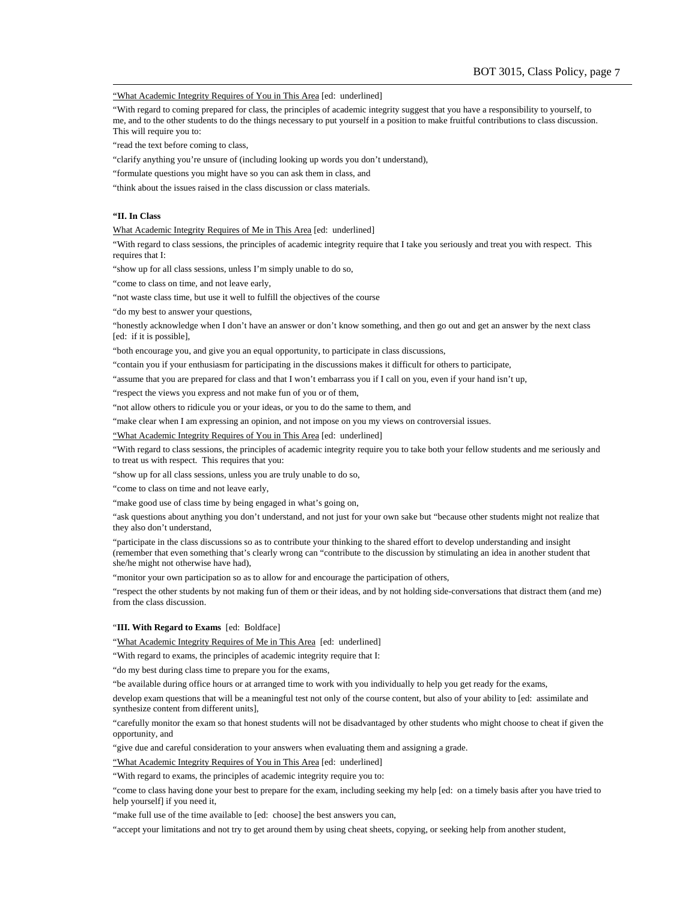"What Academic Integrity Requires of You in This Area [ed: underlined]

"With regard to coming prepared for class, the principles of academic integrity suggest that you have a responsibility to yourself, to me, and to the other students to do the things necessary to put yourself in a position to make fruitful contributions to class discussion. This will require you to:

"read the text before coming to class,

"clarify anything you're unsure of (including looking up words you don't understand),

"formulate questions you might have so you can ask them in class, and

"think about the issues raised in the class discussion or class materials.

**"II. In Class**

What Academic Integrity Requires of Me in This Area [ed: underlined]

"With regard to class sessions, the principles of academic integrity require that I take you seriously and treat you with respect. This requires that I:

"show up for all class sessions, unless I'm simply unable to do so,

"come to class on time, and not leave early,

"not waste class time, but use it well to fulfill the objectives of the course

"do my best to answer your questions,

"honestly acknowledge when I don't have an answer or don't know something, and then go out and get an answer by the next class [ed: if it is possible],

"both encourage you, and give you an equal opportunity, to participate in class discussions,

"contain you if your enthusiasm for participating in the discussions makes it difficult for others to participate,

"assume that you are prepared for class and that I won't embarrass you if I call on you, even if your hand isn't up,

"respect the views you express and not make fun of you or of them,

"not allow others to ridicule you or your ideas, or you to do the same to them, and

"make clear when I am expressing an opinion, and not impose on you my views on controversial issues.

"What Academic Integrity Requires of You in This Area [ed: underlined]

"With regard to class sessions, the principles of academic integrity require you to take both your fellow students and me seriously and to treat us with respect. This requires that you:

"show up for all class sessions, unless you are truly unable to do so,

"come to class on time and not leave early,

"make good use of class time by being engaged in what's going on,

"ask questions about anything you don't understand, and not just for your own sake but "because other students might not realize that they also don't understand,

"participate in the class discussions so as to contribute your thinking to the shared effort to develop understanding and insight (remember that even something that's clearly wrong can "contribute to the discussion by stimulating an idea in another student that she/he might not otherwise have had),

"monitor your own participation so as to allow for and encourage the participation of others,

"respect the other students by not making fun of them or their ideas, and by not holding side-conversations that distract them (and me) from the class discussion.

"**III. With Regard to Exams** [ed: Boldface]

"What Academic Integrity Requires of Me in This Area [ed: underlined]

"With regard to exams, the principles of academic integrity require that I:

"do my best during class time to prepare you for the exams,

"be available during office hours or at arranged time to work with you individually to help you get ready for the exams,

develop exam questions that will be a meaningful test not only of the course content, but also of your ability to [ed: assimilate and synthesize content from different units],

"carefully monitor the exam so that honest students will not be disadvantaged by other students who might choose to cheat if given the opportunity, and

"give due and careful consideration to your answers when evaluating them and assigning a grade.

"What Academic Integrity Requires of You in This Area [ed: underlined]

"With regard to exams, the principles of academic integrity require you to:

"come to class having done your best to prepare for the exam, including seeking my help [ed: on a timely basis after you have tried to help yourself] if you need it,

"make full use of the time available to [ed: choose] the best answers you can,

"accept your limitations and not try to get around them by using cheat sheets, copying, or seeking help from another student,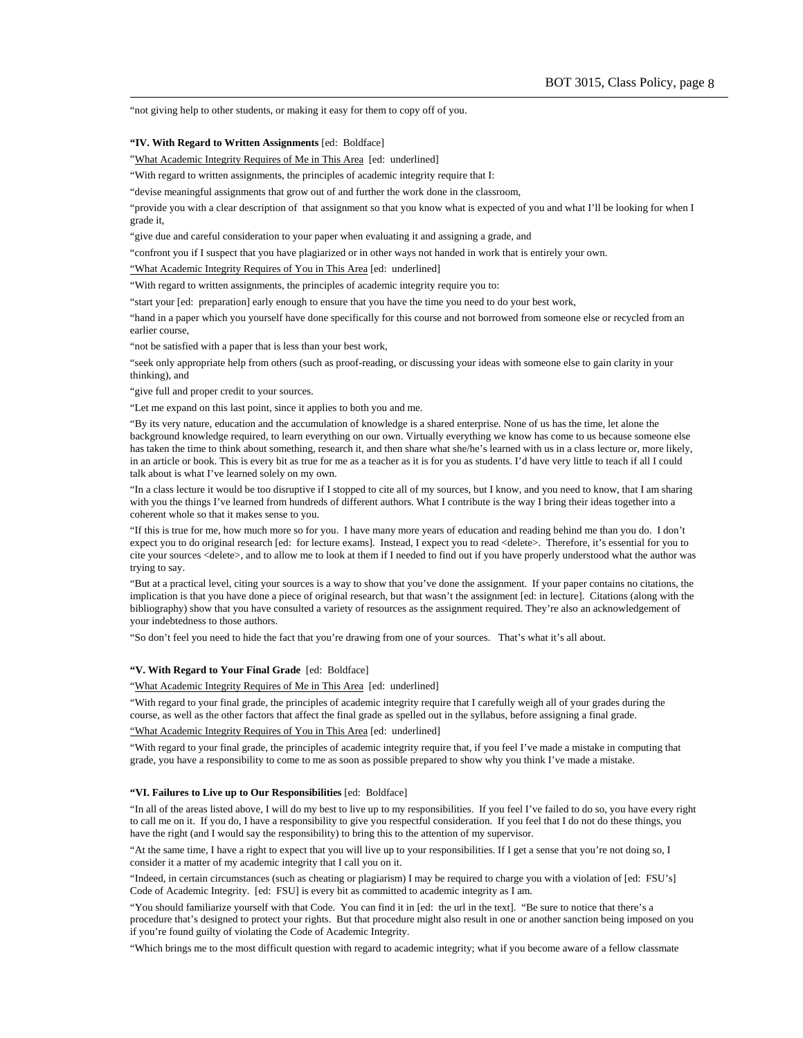"not giving help to other students, or making it easy for them to copy off of you.

**"IV. With Regard to Written Assignments** [ed: Boldface]

"What Academic Integrity Requires of Me in This Area [ed: underlined]

"With regard to written assignments, the principles of academic integrity require that I:

"devise meaningful assignments that grow out of and further the work done in the classroom,

"provide you with a clear description of that assignment so that you know what is expected of you and what I'll be looking for when I grade it,

"give due and careful consideration to your paper when evaluating it and assigning a grade, and

"confront you if I suspect that you have plagiarized or in other ways not handed in work that is entirely your own.

"What Academic Integrity Requires of You in This Area [ed: underlined]

"With regard to written assignments, the principles of academic integrity require you to:

"start your [ed: preparation] early enough to ensure that you have the time you need to do your best work,

"hand in a paper which you yourself have done specifically for this course and not borrowed from someone else or recycled from an earlier course,

"not be satisfied with a paper that is less than your best work,

"seek only appropriate help from others (such as proof-reading, or discussing your ideas with someone else to gain clarity in your thinking), and

"give full and proper credit to your sources.

"Let me expand on this last point, since it applies to both you and me.

"By its very nature, education and the accumulation of knowledge is a shared enterprise. None of us has the time, let alone the background knowledge required, to learn everything on our own. Virtually everything we know has come to us because someone else has taken the time to think about something, research it, and then share what she/he's learned with us in a class lecture or, more likely, in an article or book. This is every bit as true for me as a teacher as it is for you as students. I'd have very little to teach if all I could talk about is what I've learned solely on my own.

"In a class lecture it would be too disruptive if I stopped to cite all of my sources, but I know, and you need to know, that I am sharing with you the things I've learned from hundreds of different authors. What I contribute is the way I bring their ideas together into a coherent whole so that it makes sense to you.

"If this is true for me, how much more so for you. I have many more years of education and reading behind me than you do. I don't expect you to do original research [ed: for lecture exams]. Instead, I expect you to read <delete>. Therefore, it's essential for you to cite your sources <delete>, and to allow me to look at them if I needed to find out if you have properly understood what the author was trying to say.

"But at a practical level, citing your sources is a way to show that you've done the assignment. If your paper contains no citations, the implication is that you have done a piece of original research, but that wasn't the assignment [ed: in lecture]. Citations (along with the bibliography) show that you have consulted a variety of resources as the assignment required. They're also an acknowledgement of your indebtedness to those authors.

"So don't feel you need to hide the fact that you're drawing from one of your sources. That's what it's all about.

**"V. With Regard to Your Final Grade** [ed: Boldface]

"What Academic Integrity Requires of Me in This Area [ed: underlined]

"With regard to your final grade, the principles of academic integrity require that I carefully weigh all of your grades during the course, as well as the other factors that affect the final grade as spelled out in the syllabus, before assigning a final grade.

"What Academic Integrity Requires of You in This Area [ed: underlined]

"With regard to your final grade, the principles of academic integrity require that, if you feel I've made a mistake in computing that grade, you have a responsibility to come to me as soon as possible prepared to show why you think I've made a mistake.

**"VI. Failures to Live up to Our Responsibilities** [ed: Boldface]

"In all of the areas listed above, I will do my best to live up to my responsibilities. If you feel I've failed to do so, you have every right to call me on it. If you do, I have a responsibility to give you respectful consideration. If you feel that I do not do these things, you have the right (and I would say the responsibility) to bring this to the attention of my supervisor.

"At the same time, I have a right to expect that you will live up to your responsibilities. If I get a sense that you're not doing so, I consider it a matter of my academic integrity that I call you on it.

"Indeed, in certain circumstances (such as cheating or plagiarism) I may be required to charge you with a violation of [ed: FSU's] Code of Academic Integrity. [ed: FSU] is every bit as committed to academic integrity as I am.

"You should familiarize yourself with that Code. You can find it in [ed: the url in the text]. "Be sure to notice that there's a procedure that's designed to protect your rights. But that procedure might also result in one or another sanction being imposed on you if you're found guilty of violating the Code of Academic Integrity.

"Which brings me to the most difficult question with regard to academic integrity; what if you become aware of a fellow classmate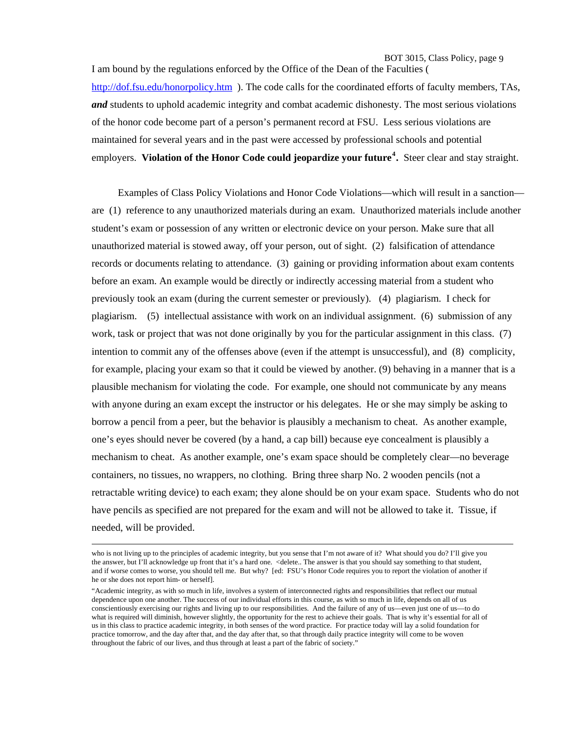I am bound by the regulations enforced by the Office of the Dean of the Faculties ( http://dof.fsu.edu/honorpolicy.htm ). The code calls for the coordinated efforts of faculty members, TAs, ***and*** students to uphold academic integrity and combat academic dishonesty. The most serious violations of the honor code become part of a person's permanent record at FSU. Less serious violations are maintained for several years and in the past were accessed by professional schools and potential employers. **Violation of the Honor Code could jeopardize your future[4].** Steer clear and stay straight.

Examples of Class Policy Violations and Honor Code Violations—which will result in a sanction—are (1) reference to any unauthorized materials during an exam. Unauthorized materials include another student's exam or possession of any written or electronic device on your person. Make sure that all unauthorized material is stowed away, off your person, out of sight. (2) falsification of attendance records or documents relating to attendance. (3) gaining or providing information about exam contents before an exam. An example would be directly or indirectly accessing material from a student who previously took an exam (during the current semester or previously). (4) plagiarism. I check for plagiarism. (5) intellectual assistance with work on an individual assignment. (6) submission of any work, task or project that was not done originally by you for the particular assignment in this class. (7) intention to commit any of the offenses above (even if the attempt is unsuccessful), and (8) complicity, for example, placing your exam so that it could be viewed by another. (9) behaving in a manner that is a plausible mechanism for violating the code. For example, one should not communicate by any means with anyone during an exam except the instructor or his delegates. He or she may simply be asking to borrow a pencil from a peer, but the behavior is plausibly a mechanism to cheat. As another example, one's eyes should never be covered (by a hand, a cap bill) because eye concealment is plausibly a mechanism to cheat. As another example, one's exam space should be completely clear—no beverage containers, no tissues, no wrappers, no clothing. Bring three sharp No. 2 wooden pencils (not a retractable writing device) to each exam; they alone should be on your exam space. Students who do not have pencils as specified are not prepared for the exam and will not be allowed to take it. Tissue, if needed, will be provided.

---

who is not living up to the principles of academic integrity, but you sense that I'm not aware of it? What should you do? I'll give you the answer, but I'll acknowledge up front that it's a hard one. <delete.. The answer is that you should say something to that student, and if worse comes to worse, you should tell me. But why? [ed: FSU's Honor Code requires you to report the violation of another if he or she does not report him- or herself].

"Academic integrity, as with so much in life, involves a system of interconnected rights and responsibilities that reflect our mutual dependence upon one another. The success of our individual efforts in this course, as with so much in life, depends on all of us conscientiously exercising our rights and living up to our responsibilities. And the failure of any of us—even just one of us—to do what is required will diminish, however slightly, the opportunity for the rest to achieve their goals. That is why it's essential for all of us in this class to practice academic integrity, in both senses of the word practice. For practice today will lay a solid foundation for practice tomorrow, and the day after that, and the day after that, so that through daily practice integrity will come to be woven throughout the fabric of our lives, and thus through at least a part of the fabric of society."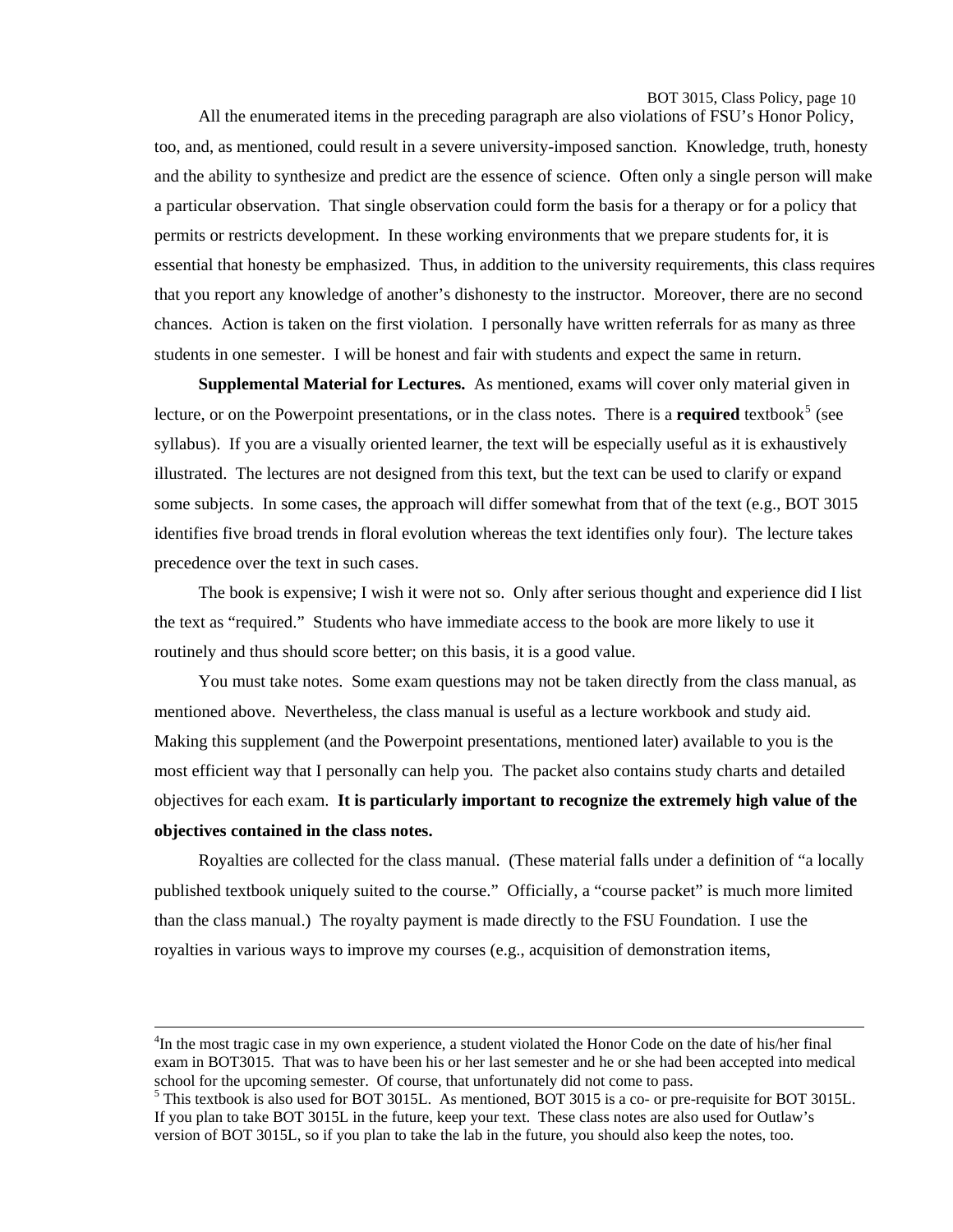All the enumerated items in the preceding paragraph are also violations of FSU's Honor Policy, too, and, as mentioned, could result in a severe university-imposed sanction. Knowledge, truth, honesty and the ability to synthesize and predict are the essence of science. Often only a single person will make a particular observation. That single observation could form the basis for a therapy or for a policy that permits or restricts development. In these working environments that we prepare students for, it is essential that honesty be emphasized. Thus, in addition to the university requirements, this class requires that you report any knowledge of another's dishonesty to the instructor. Moreover, there are no second chances. Action is taken on the first violation. I personally have written referrals for as many as three students in one semester. I will be honest and fair with students and expect the same in return.

**Supplemental Material for Lectures.** As mentioned, exams will cover only material given in lecture, or on the Powerpoint presentations, or in the class notes. There is a **required** textbook[5] (see syllabus). If you are a visually oriented learner, the text will be especially useful as it is exhaustively illustrated. The lectures are not designed from this text, but the text can be used to clarify or expand some subjects. In some cases, the approach will differ somewhat from that of the text (e.g., BOT 3015 identifies five broad trends in floral evolution whereas the text identifies only four). The lecture takes precedence over the text in such cases.

The book is expensive; I wish it were not so. Only after serious thought and experience did I list the text as "required." Students who have immediate access to the book are more likely to use it routinely and thus should score better; on this basis, it is a good value.

You must take notes. Some exam questions may not be taken directly from the class manual, as mentioned above. Nevertheless, the class manual is useful as a lecture workbook and study aid. Making this supplement (and the Powerpoint presentations, mentioned later) available to you is the most efficient way that I personally can help you. The packet also contains study charts and detailed objectives for each exam. **It is particularly important to recognize the extremely high value of the objectives contained in the class notes.**

Royalties are collected for the class manual. (These material falls under a definition of "a locally published textbook uniquely suited to the course." Officially, a "course packet" is much more limited than the class manual.) The royalty payment is made directly to the FSU Foundation. I use the royalties in various ways to improve my courses (e.g., acquisition of demonstration items,

---

[4] In the most tragic case in my own experience, a student violated the Honor Code on the date of his/her final exam in BOT3015. That was to have been his or her last semester and he or she had been accepted into medical school for the upcoming semester. Of course, that unfortunately did not come to pass.

[5] This textbook is also used for BOT 3015L. As mentioned, BOT 3015 is a co- or pre-requisite for BOT 3015L. If you plan to take BOT 3015L in the future, keep your text. These class notes are also used for Outlaw's version of BOT 3015L, so if you plan to take the lab in the future, you should also keep the notes, too.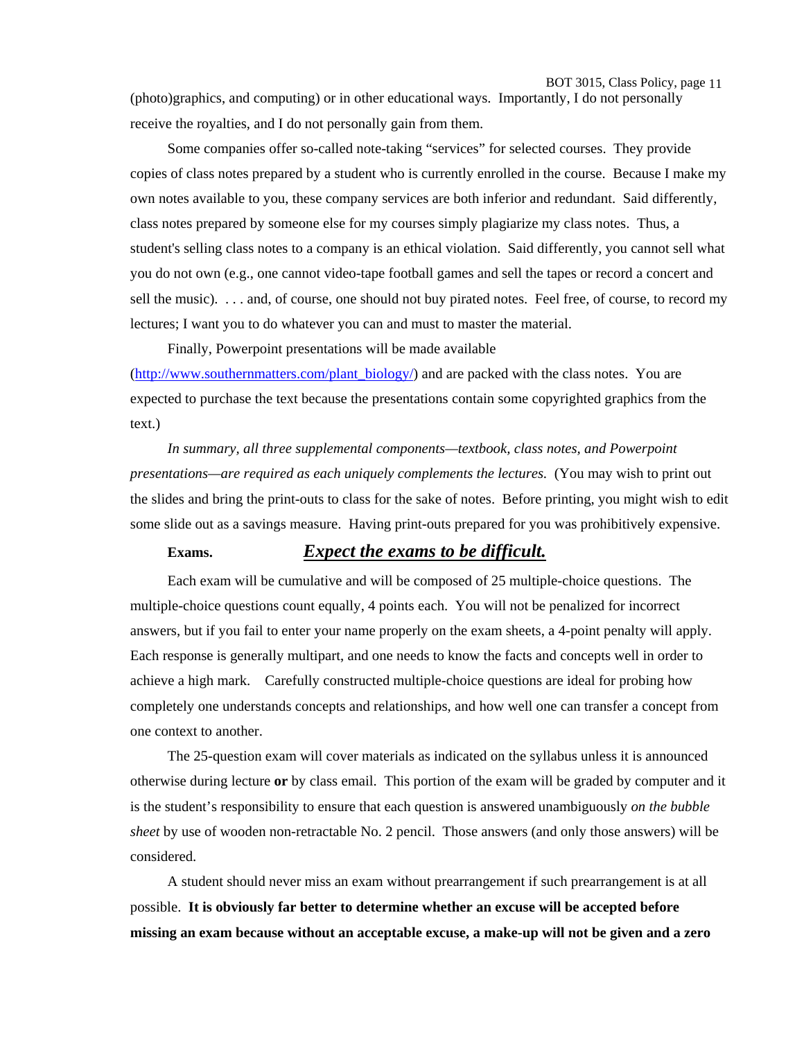(photo)graphics, and computing) or in other educational ways. Importantly, I do not personally receive the royalties, and I do not personally gain from them.

Some companies offer so-called note-taking "services" for selected courses. They provide copies of class notes prepared by a student who is currently enrolled in the course. Because I make my own notes available to you, these company services are both inferior and redundant. Said differently, class notes prepared by someone else for my courses simply plagiarize my class notes. Thus, a student's selling class notes to a company is an ethical violation. Said differently, you cannot sell what you do not own (e.g., one cannot video-tape football games and sell the tapes or record a concert and sell the music). . . . and, of course, one should not buy pirated notes. Feel free, of course, to record my lectures; I want you to do whatever you can and must to master the material.

Finally, Powerpoint presentations will be made available ([http://www.southernmatters.com/plant_biology/](http://www.southernmatters.com/plant_biology/)) and are packed with the class notes. You are expected to purchase the text because the presentations contain some copyrighted graphics from the text.)

*In summary, all three supplemental components—textbook, class notes, and Powerpoint presentations—are required as each uniquely complements the lectures.* (You may wish to print out the slides and bring the print-outs to class for the sake of notes. Before printing, you might wish to edit some slide out as a savings measure. Having print-outs prepared for you was prohibitively expensive.

**Exams.** ***Expect the exams to be difficult.***

Each exam will be cumulative and will be composed of 25 multiple-choice questions. The multiple-choice questions count equally, 4 points each. You will not be penalized for incorrect answers, but if you fail to enter your name properly on the exam sheets, a 4-point penalty will apply. Each response is generally multipart, and one needs to know the facts and concepts well in order to achieve a high mark. Carefully constructed multiple-choice questions are ideal for probing how completely one understands concepts and relationships, and how well one can transfer a concept from one context to another.

The 25-question exam will cover materials as indicated on the syllabus unless it is announced otherwise during lecture **or** by class email. This portion of the exam will be graded by computer and it is the student's responsibility to ensure that each question is answered unambiguously *on the bubble sheet* by use of wooden non-retractable No. 2 pencil. Those answers (and only those answers) will be considered.

A student should never miss an exam without prearrangement if such prearrangement is at all possible. **It is obviously far better to determine whether an excuse will be accepted before missing an exam because without an acceptable excuse, a make-up will not be given and a zero**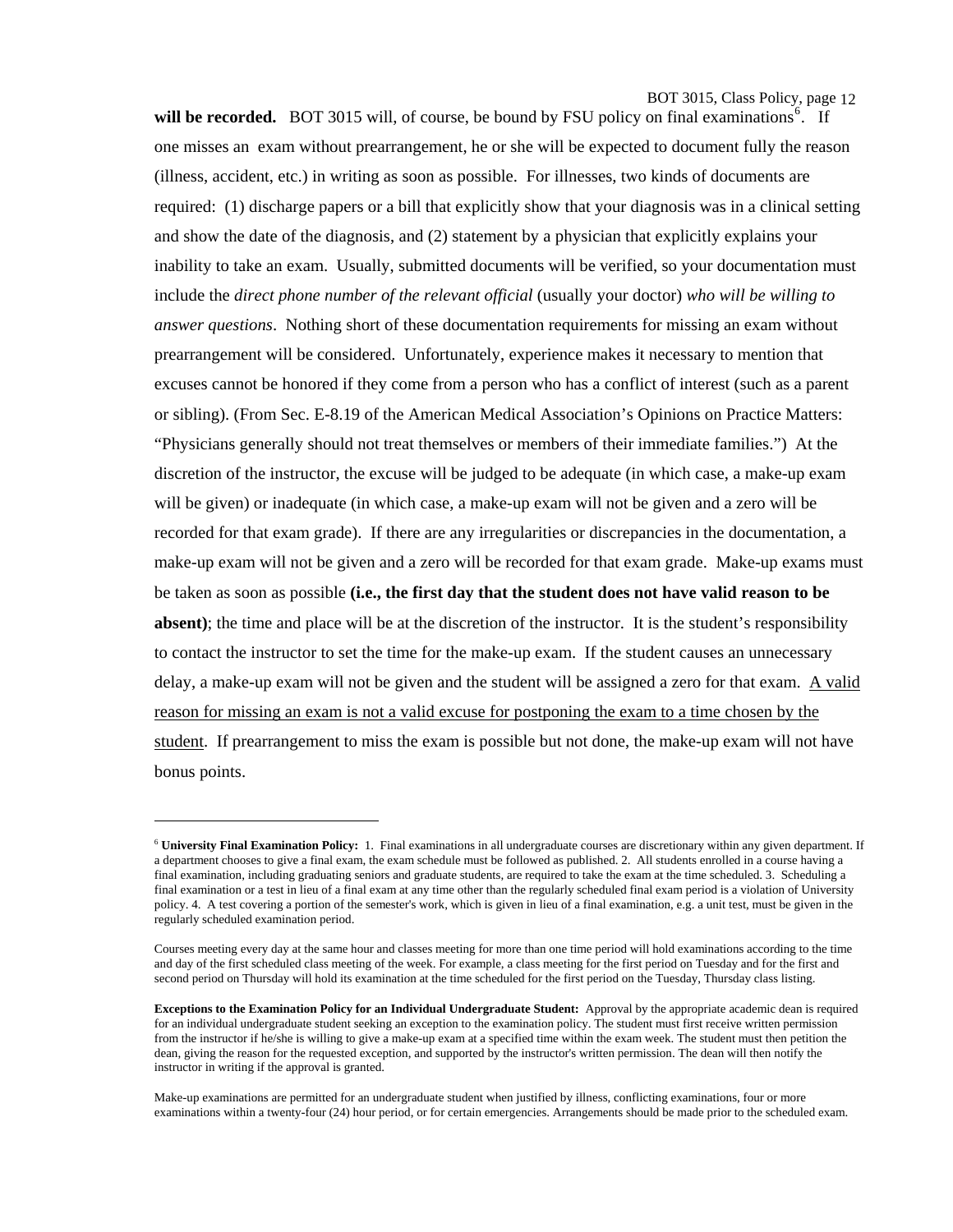**will be recorded.** BOT 3015 will, of course, be bound by FSU policy on final examinations[6]. If one misses an exam without prearrangement, he or she will be expected to document fully the reason (illness, accident, etc.) in writing as soon as possible. For illnesses, two kinds of documents are required: (1) discharge papers or a bill that explicitly show that your diagnosis was in a clinical setting and show the date of the diagnosis, and (2) statement by a physician that explicitly explains your inability to take an exam. Usually, submitted documents will be verified, so your documentation must include the *direct phone number of the relevant official* (usually your doctor) *who will be willing to answer questions*. Nothing short of these documentation requirements for missing an exam without prearrangement will be considered. Unfortunately, experience makes it necessary to mention that excuses cannot be honored if they come from a person who has a conflict of interest (such as a parent or sibling). (From Sec. E-8.19 of the American Medical Association's Opinions on Practice Matters: "Physicians generally should not treat themselves or members of their immediate families.") At the discretion of the instructor, the excuse will be judged to be adequate (in which case, a make-up exam will be given) or inadequate (in which case, a make-up exam will not be given and a zero will be recorded for that exam grade). If there are any irregularities or discrepancies in the documentation, a make-up exam will not be given and a zero will be recorded for that exam grade. Make-up exams must be taken as soon as possible **(i.e., the first day that the student does not have valid reason to be absent)**; the time and place will be at the discretion of the instructor. It is the student's responsibility to contact the instructor to set the time for the make-up exam. If the student causes an unnecessary delay, a make-up exam will not be given and the student will be assigned a zero for that exam. <u>A valid reason for missing an exam is not a valid excuse for postponing the exam to a time chosen by the student</u>. If prearrangement to miss the exam is possible but not done, the make-up exam will not have bonus points.

---

[6] **University Final Examination Policy:** 1. Final examinations in all undergraduate courses are discretionary within any given department. If a department chooses to give a final exam, the exam schedule must be followed as published. 2. All students enrolled in a course having a final examination, including graduating seniors and graduate students, are required to take the exam at the time scheduled. 3. Scheduling a final examination or a test in lieu of a final exam at any time other than the regularly scheduled final exam period is a violation of University policy. 4. A test covering a portion of the semester's work, which is given in lieu of a final examination, e.g. a unit test, must be given in the regularly scheduled examination period.

Courses meeting every day at the same hour and classes meeting for more than one time period will hold examinations according to the time and day of the first scheduled class meeting of the week. For example, a class meeting for the first period on Tuesday and for the first and second period on Thursday will hold its examination at the time scheduled for the first period on the Tuesday, Thursday class listing.

**Exceptions to the Examination Policy for an Individual Undergraduate Student:** Approval by the appropriate academic dean is required for an individual undergraduate student seeking an exception to the examination policy. The student must first receive written permission from the instructor if he/she is willing to give a make-up exam at a specified time within the exam week. The student must then petition the dean, giving the reason for the requested exception, and supported by the instructor's written permission. The dean will then notify the instructor in writing if the approval is granted.

Make-up examinations are permitted for an undergraduate student when justified by illness, conflicting examinations, four or more examinations within a twenty-four (24) hour period, or for certain emergencies. Arrangements should be made prior to the scheduled exam.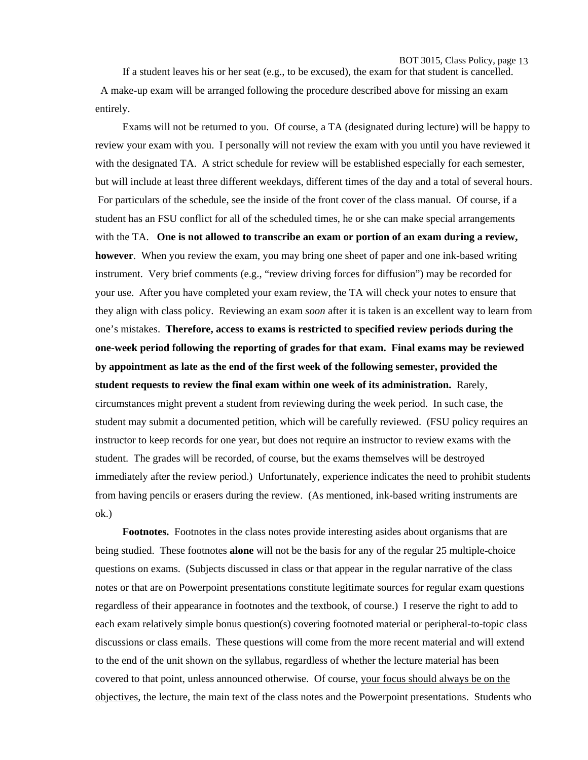If a student leaves his or her seat (e.g., to be excused), the exam for that student is cancelled. A make-up exam will be arranged following the procedure described above for missing an exam entirely.

Exams will not be returned to you. Of course, a TA (designated during lecture) will be happy to review your exam with you. I personally will not review the exam with you until you have reviewed it with the designated TA. A strict schedule for review will be established especially for each semester, but will include at least three different weekdays, different times of the day and a total of several hours. For particulars of the schedule, see the inside of the front cover of the class manual. Of course, if a student has an FSU conflict for all of the scheduled times, he or she can make special arrangements with the TA. **One is not allowed to transcribe an exam or portion of an exam during a review, however**. When you review the exam, you may bring one sheet of paper and one ink-based writing instrument. Very brief comments (e.g., "review driving forces for diffusion") may be recorded for your use. After you have completed your exam review, the TA will check your notes to ensure that they align with class policy. Reviewing an exam *soon* after it is taken is an excellent way to learn from one's mistakes. **Therefore, access to exams is restricted to specified review periods during the one-week period following the reporting of grades for that exam. Final exams may be reviewed by appointment as late as the end of the first week of the following semester, provided the student requests to review the final exam within one week of its administration.** Rarely, circumstances might prevent a student from reviewing during the week period. In such case, the student may submit a documented petition, which will be carefully reviewed. (FSU policy requires an instructor to keep records for one year, but does not require an instructor to review exams with the student. The grades will be recorded, of course, but the exams themselves will be destroyed immediately after the review period.) Unfortunately, experience indicates the need to prohibit students from having pencils or erasers during the review. (As mentioned, ink-based writing instruments are ok.)

**Footnotes.** Footnotes in the class notes provide interesting asides about organisms that are being studied. These footnotes **alone** will not be the basis for any of the regular 25 multiple-choice questions on exams. (Subjects discussed in class or that appear in the regular narrative of the class notes or that are on Powerpoint presentations constitute legitimate sources for regular exam questions regardless of their appearance in footnotes and the textbook, of course.) I reserve the right to add to each exam relatively simple bonus question(s) covering footnoted material or peripheral-to-topic class discussions or class emails. These questions will come from the more recent material and will extend to the end of the unit shown on the syllabus, regardless of whether the lecture material has been covered to that point, unless announced otherwise. Of course, <u>your focus should always be on the objectives</u>, the lecture, the main text of the class notes and the Powerpoint presentations. Students who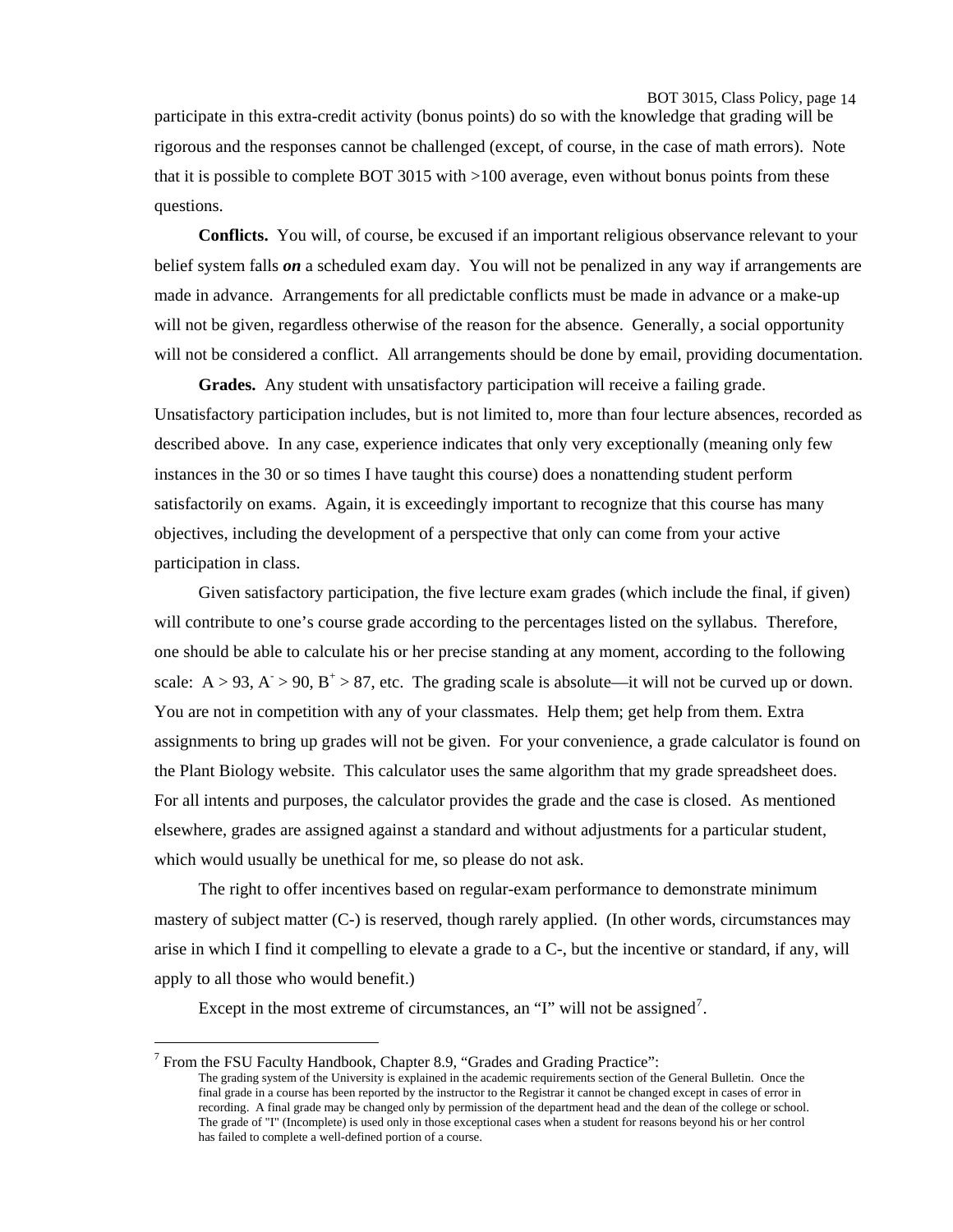participate in this extra-credit activity (bonus points) do so with the knowledge that grading will be rigorous and the responses cannot be challenged (except, of course, in the case of math errors). Note that it is possible to complete BOT 3015 with >100 average, even without bonus points from these questions.

**Conflicts.** You will, of course, be excused if an important religious observance relevant to your belief system falls ***on*** a scheduled exam day. You will not be penalized in any way if arrangements are made in advance. Arrangements for all predictable conflicts must be made in advance or a make-up will not be given, regardless otherwise of the reason for the absence. Generally, a social opportunity will not be considered a conflict. All arrangements should be done by email, providing documentation.

**Grades.** Any student with unsatisfactory participation will receive a failing grade. Unsatisfactory participation includes, but is not limited to, more than four lecture absences, recorded as described above. In any case, experience indicates that only very exceptionally (meaning only few instances in the 30 or so times I have taught this course) does a nonattending student perform satisfactorily on exams. Again, it is exceedingly important to recognize that this course has many objectives, including the development of a perspective that only can come from your active participation in class.

Given satisfactory participation, the five lecture exam grades (which include the final, if given) will contribute to one's course grade according to the percentages listed on the syllabus. Therefore, one should be able to calculate his or her precise standing at any moment, according to the following scale: A > 93, $A^-$ > 90, $B^+$ > 87, etc. The grading scale is absolute—it will not be curved up or down. You are not in competition with any of your classmates. Help them; get help from them. Extra assignments to bring up grades will not be given. For your convenience, a grade calculator is found on the Plant Biology website. This calculator uses the same algorithm that my grade spreadsheet does. For all intents and purposes, the calculator provides the grade and the case is closed. As mentioned elsewhere, grades are assigned against a standard and without adjustments for a particular student, which would usually be unethical for me, so please do not ask.

The right to offer incentives based on regular-exam performance to demonstrate minimum mastery of subject matter (C-) is reserved, though rarely applied. (In other words, circumstances may arise in which I find it compelling to elevate a grade to a C-, but the incentive or standard, if any, will apply to all those who would benefit.)

Except in the most extreme of circumstances, an "I" will not be assigned[7].

---

[7] From the FSU Faculty Handbook, Chapter 8.9, "Grades and Grading Practice":

> The grading system of the University is explained in the academic requirements section of the General Bulletin. Once the final grade in a course has been reported by the instructor to the Registrar it cannot be changed except in cases of error in recording. A final grade may be changed only by permission of the department head and the dean of the college or school. The grade of "I" (Incomplete) is used only in those exceptional cases when a student for reasons beyond his or her control has failed to complete a well-defined portion of a course.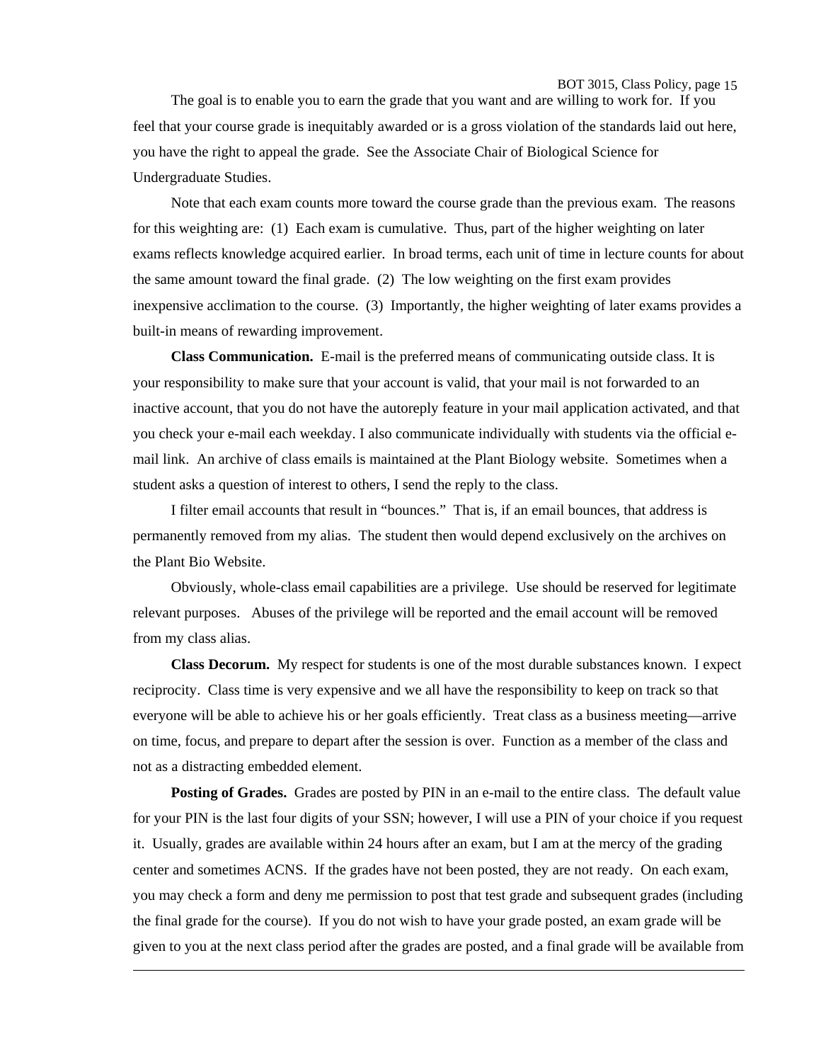The goal is to enable you to earn the grade that you want and are willing to work for. If you feel that your course grade is inequitably awarded or is a gross violation of the standards laid out here, you have the right to appeal the grade. See the Associate Chair of Biological Science for Undergraduate Studies.

Note that each exam counts more toward the course grade than the previous exam. The reasons for this weighting are: (1) Each exam is cumulative. Thus, part of the higher weighting on later exams reflects knowledge acquired earlier. In broad terms, each unit of time in lecture counts for about the same amount toward the final grade. (2) The low weighting on the first exam provides inexpensive acclimation to the course. (3) Importantly, the higher weighting of later exams provides a built-in means of rewarding improvement.

**Class Communication.** E-mail is the preferred means of communicating outside class. It is your responsibility to make sure that your account is valid, that your mail is not forwarded to an inactive account, that you do not have the autoreply feature in your mail application activated, and that you check your e-mail each weekday. I also communicate individually with students via the official e-mail link. An archive of class emails is maintained at the Plant Biology website. Sometimes when a student asks a question of interest to others, I send the reply to the class.

I filter email accounts that result in "bounces." That is, if an email bounces, that address is permanently removed from my alias. The student then would depend exclusively on the archives on the Plant Bio Website.

Obviously, whole-class email capabilities are a privilege. Use should be reserved for legitimate relevant purposes. Abuses of the privilege will be reported and the email account will be removed from my class alias.

**Class Decorum.** My respect for students is one of the most durable substances known. I expect reciprocity. Class time is very expensive and we all have the responsibility to keep on track so that everyone will be able to achieve his or her goals efficiently. Treat class as a business meeting—arrive on time, focus, and prepare to depart after the session is over. Function as a member of the class and not as a distracting embedded element.

**Posting of Grades.** Grades are posted by PIN in an e-mail to the entire class. The default value for your PIN is the last four digits of your SSN; however, I will use a PIN of your choice if you request it. Usually, grades are available within 24 hours after an exam, but I am at the mercy of the grading center and sometimes ACNS. If the grades have not been posted, they are not ready. On each exam, you may check a form and deny me permission to post that test grade and subsequent grades (including the final grade for the course). If you do not wish to have your grade posted, an exam grade will be given to you at the next class period after the grades are posted, and a final grade will be available from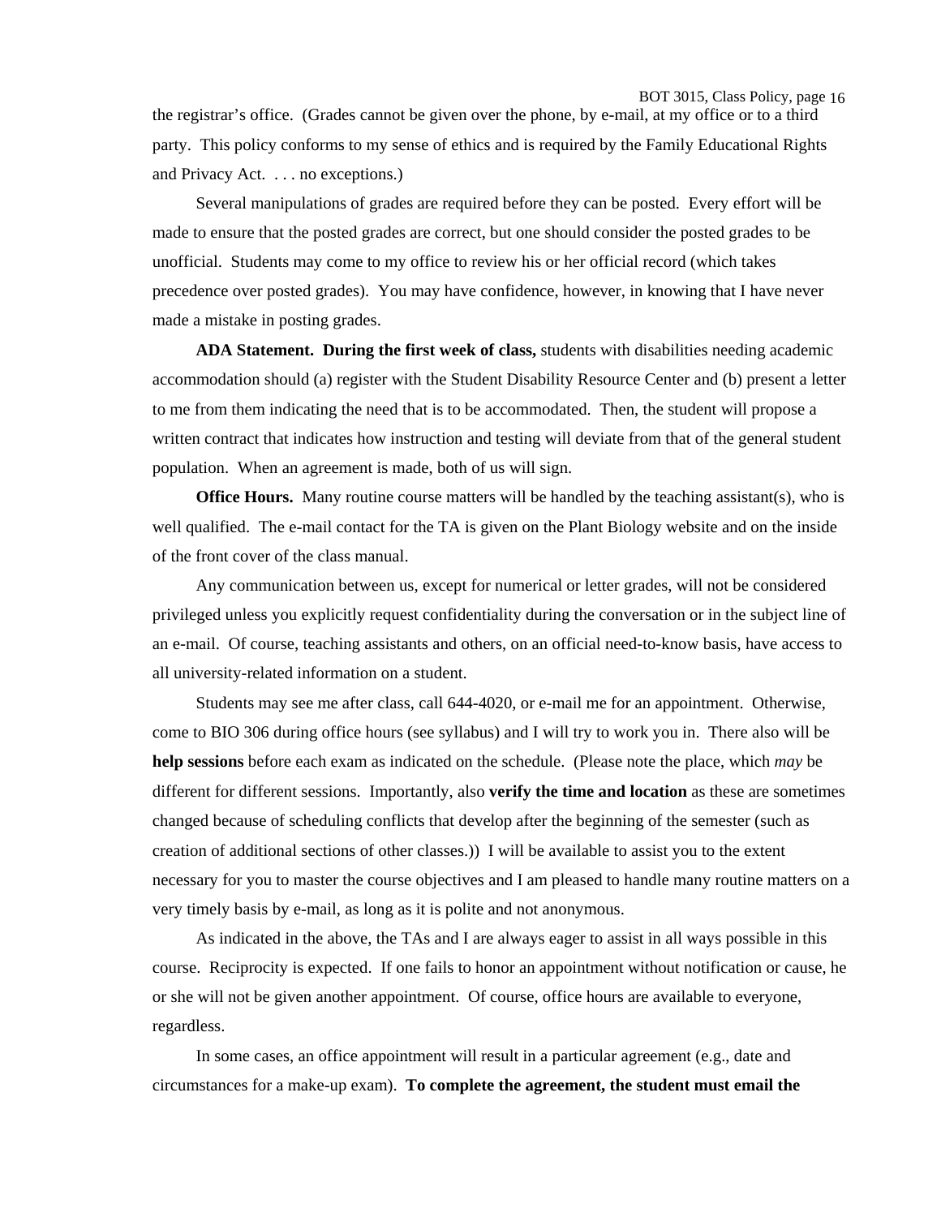the registrar's office. (Grades cannot be given over the phone, by e-mail, at my office or to a third party. This policy conforms to my sense of ethics and is required by the Family Educational Rights and Privacy Act. . . . no exceptions.)

Several manipulations of grades are required before they can be posted. Every effort will be made to ensure that the posted grades are correct, but one should consider the posted grades to be unofficial. Students may come to my office to review his or her official record (which takes precedence over posted grades). You may have confidence, however, in knowing that I have never made a mistake in posting grades.

**ADA Statement. During the first week of class,** students with disabilities needing academic accommodation should (a) register with the Student Disability Resource Center and (b) present a letter to me from them indicating the need that is to be accommodated. Then, the student will propose a written contract that indicates how instruction and testing will deviate from that of the general student population. When an agreement is made, both of us will sign.

**Office Hours.** Many routine course matters will be handled by the teaching assistant(s), who is well qualified. The e-mail contact for the TA is given on the Plant Biology website and on the inside of the front cover of the class manual.

Any communication between us, except for numerical or letter grades, will not be considered privileged unless you explicitly request confidentiality during the conversation or in the subject line of an e-mail. Of course, teaching assistants and others, on an official need-to-know basis, have access to all university-related information on a student.

Students may see me after class, call 644-4020, or e-mail me for an appointment. Otherwise, come to BIO 306 during office hours (see syllabus) and I will try to work you in. There also will be **help sessions** before each exam as indicated on the schedule. (Please note the place, which *may* be different for different sessions. Importantly, also **verify the time and location** as these are sometimes changed because of scheduling conflicts that develop after the beginning of the semester (such as creation of additional sections of other classes.)) I will be available to assist you to the extent necessary for you to master the course objectives and I am pleased to handle many routine matters on a very timely basis by e-mail, as long as it is polite and not anonymous.

As indicated in the above, the TAs and I are always eager to assist in all ways possible in this course. Reciprocity is expected. If one fails to honor an appointment without notification or cause, he or she will not be given another appointment. Of course, office hours are available to everyone, regardless.

In some cases, an office appointment will result in a particular agreement (e.g., date and circumstances for a make-up exam). **To complete the agreement, the student must email the**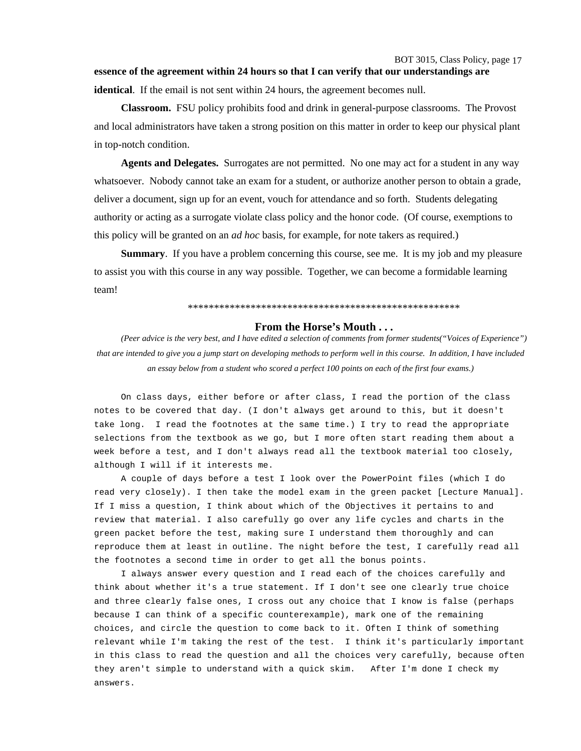**essence of the agreement within 24 hours so that I can verify that our understandings are identical**. If the email is not sent within 24 hours, the agreement becomes null.

**Classroom.** FSU policy prohibits food and drink in general-purpose classrooms. The Provost and local administrators have taken a strong position on this matter in order to keep our physical plant in top-notch condition.

**Agents and Delegates.** Surrogates are not permitted. No one may act for a student in any way whatsoever. Nobody cannot take an exam for a student, or authorize another person to obtain a grade, deliver a document, sign up for an event, vouch for attendance and so forth. Students delegating authority or acting as a surrogate violate class policy and the honor code. (Of course, exemptions to this policy will be granted on an *ad hoc* basis, for example, for note takers as required.)

**Summary**. If you have a problem concerning this course, see me. It is my job and my pleasure to assist you with this course in any way possible. Together, we can become a formidable learning team!

****************************************************

## From the Horse's Mouth . . .

*(Peer advice is the very best, and I have edited a selection of comments from former students("Voices of Experience") that are intended to give you a jump start on developing methods to perform well in this course. In addition, I have included an essay below from a student who scored a perfect 100 points on each of the first four exams.)*

On class days, either before or after class, I read the portion of the class notes to be covered that day. (I don't always get around to this, but it doesn't take long. I read the footnotes at the same time.) I try to read the appropriate selections from the textbook as we go, but I more often start reading them about a week before a test, and I don't always read all the textbook material too closely, although I will if it interests me.

A couple of days before a test I look over the PowerPoint files (which I do read very closely). I then take the model exam in the green packet [Lecture Manual]. If I miss a question, I think about which of the Objectives it pertains to and review that material. I also carefully go over any life cycles and charts in the green packet before the test, making sure I understand them thoroughly and can reproduce them at least in outline. The night before the test, I carefully read all the footnotes a second time in order to get all the bonus points.

I always answer every question and I read each of the choices carefully and think about whether it's a true statement. If I don't see one clearly true choice and three clearly false ones, I cross out any choice that I know is false (perhaps because I can think of a specific counterexample), mark one of the remaining choices, and circle the question to come back to it. Often I think of something relevant while I'm taking the rest of the test. I think it's particularly important in this class to read the question and all the choices very carefully, because often they aren't simple to understand with a quick skim. After I'm done I check my answers.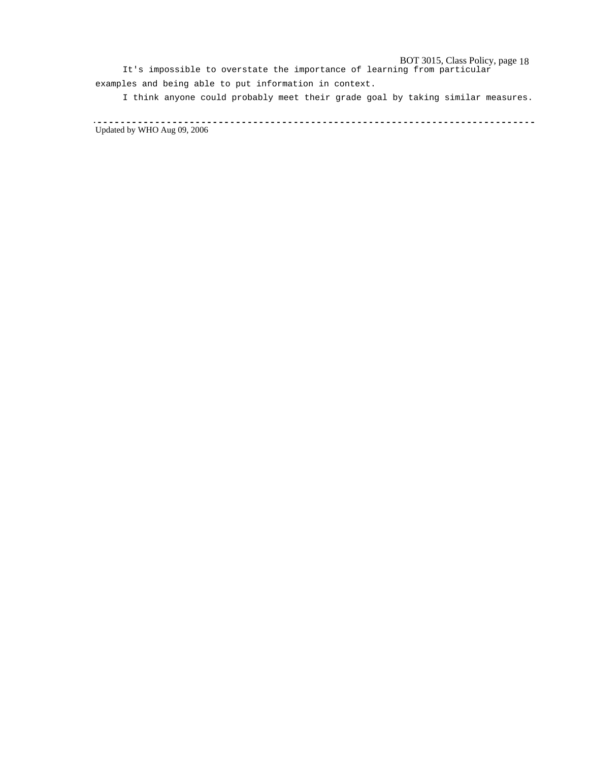It's impossible to overstate the importance of learning from particular examples and being able to put information in context.

I think anyone could probably meet their grade goal by taking similar measures.

---

Updated by WHO Aug 09, 2006